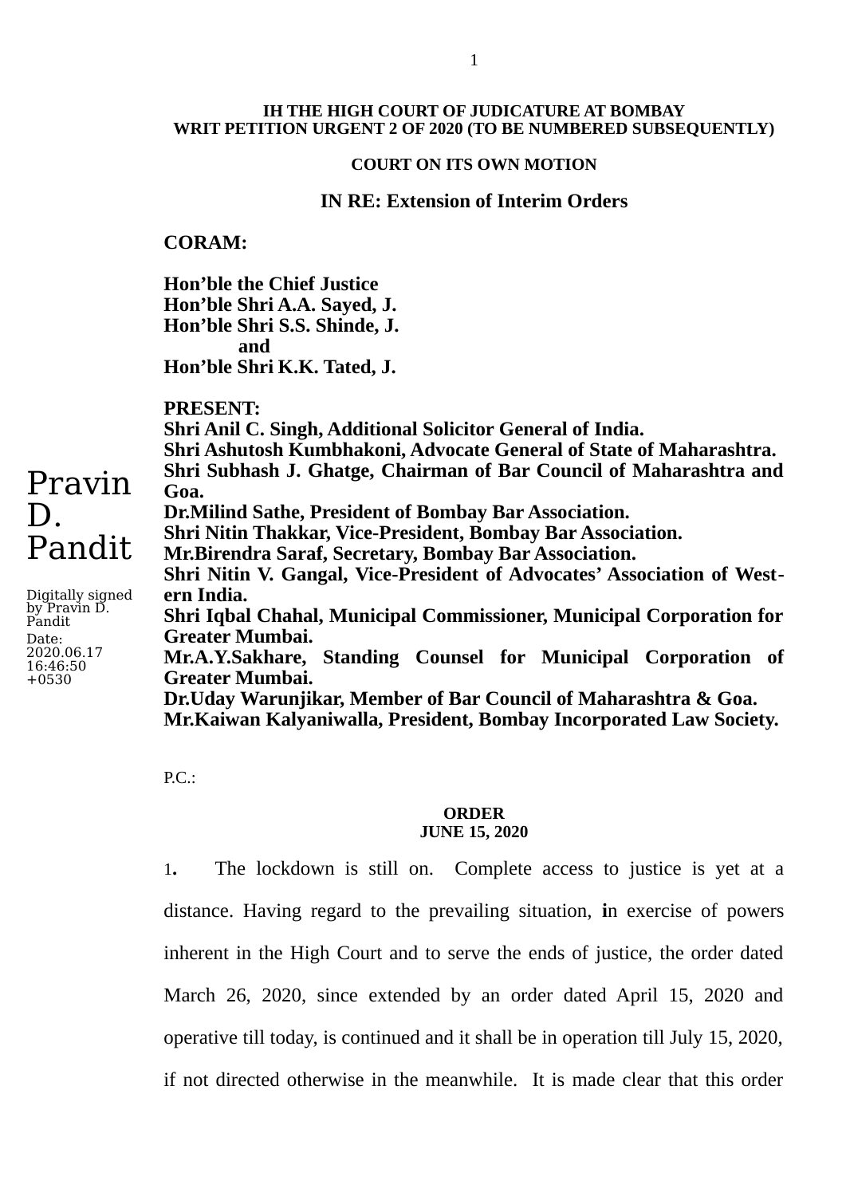**IH THE HIGH COURT OF JUDICATURE AT BOMBAY**
**WRIT PETITION URGENT 2 OF 2020 (TO BE NUMBERED SUBSEQUENTLY)**

**COURT ON ITS OWN MOTION**

**IN RE: Extension of Interim Orders**

**CORAM:**

**Hon'ble the Chief Justice**
**Hon'ble Shri A.A. Sayed, J.**
**Hon'ble Shri S.S. Shinde, J.**
**and**
**Hon'ble Shri K.K. Tated, J.**

**PRESENT:**
**Shri Anil C. Singh, Additional Solicitor General of India.**
**Shri Ashutosh Kumbhakoni, Advocate General of State of Maharashtra.**
**Shri Subhash J. Ghatge, Chairman of Bar Council of Maharashtra and Goa.**
**Dr.Milind Sathe, President of Bombay Bar Association.**
**Shri Nitin Thakkar, Vice-President, Bombay Bar Association.**
**Mr.Birendra Saraf, Secretary, Bombay Bar Association.**
**Shri Nitin V. Gangal, Vice-President of Advocates' Association of Western India.**
**Shri Iqbal Chahal, Municipal Commissioner, Municipal Corporation for Greater Mumbai.**
**Mr.A.Y.Sakhare, Standing Counsel for Municipal Corporation of Greater Mumbai.**
**Dr.Uday Warunjikar, Member of Bar Council of Maharashtra & Goa.**
**Mr.Kaiwan Kalyaniwalla, President, Bombay Incorporated Law Society.**

P.C.:

**ORDER**
**JUNE 15, 2020**

1**.** The lockdown is still on. Complete access to justice is yet at a distance. Having regard to the prevailing situation, **i**n exercise of powers inherent in the High Court and to serve the ends of justice, the order dated March 26, 2020, since extended by an order dated April 15, 2020 and operative till today, is continued and it shall be in operation till July 15, 2020, if not directed otherwise in the meanwhile. It is made clear that this order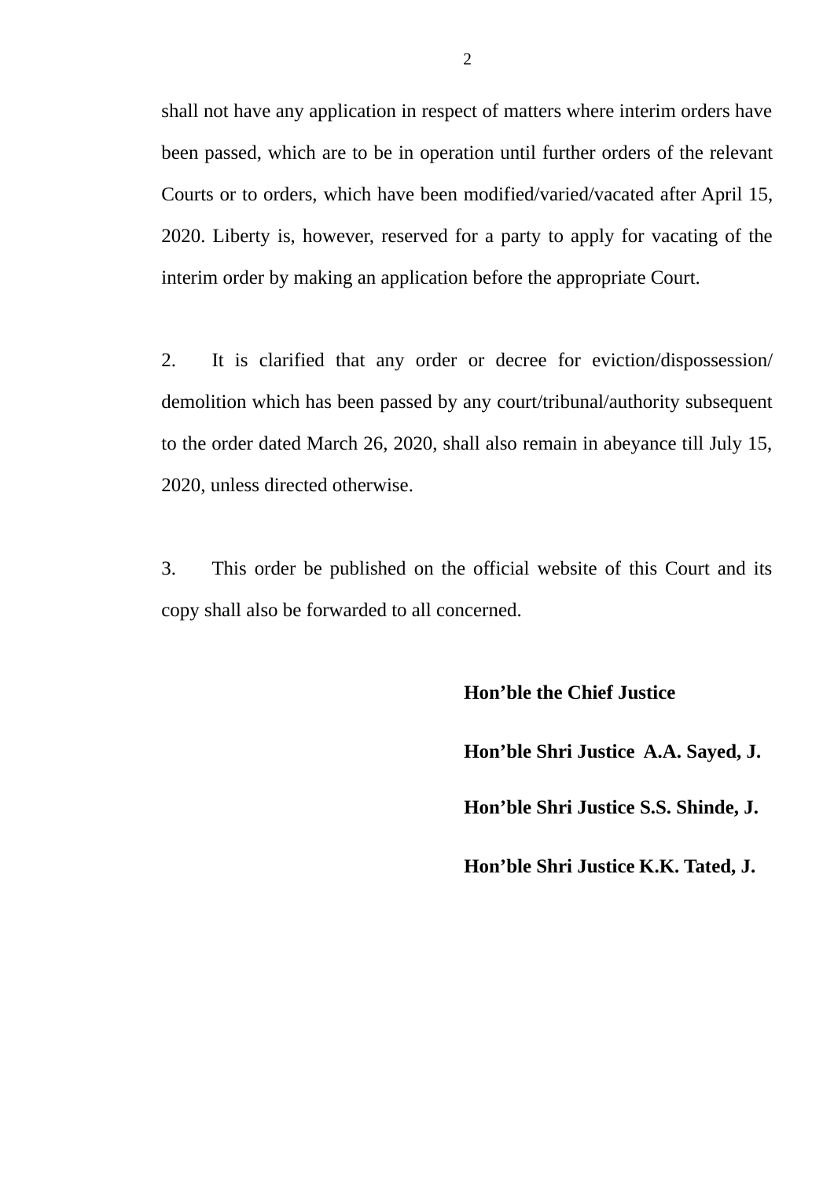shall not have any application in respect of matters where interim orders have been passed, which are to be in operation until further orders of the relevant Courts or to orders, which have been modified/varied/vacated after April 15, 2020. Liberty is, however, reserved for a party to apply for vacating of the interim order by making an application before the appropriate Court.

2. It is clarified that any order or decree for eviction/dispossession/ demolition which has been passed by any court/tribunal/authority subsequent to the order dated March 26, 2020, shall also remain in abeyance till July 15, 2020, unless directed otherwise.

3. This order be published on the official website of this Court and its copy shall also be forwarded to all concerned.

**Hon'ble the Chief Justice**

**Hon'ble Shri Justice A.A. Sayed, J.**

**Hon'ble Shri Justice S.S. Shinde, J.**

**Hon'ble Shri Justice K.K. Tated, J.**